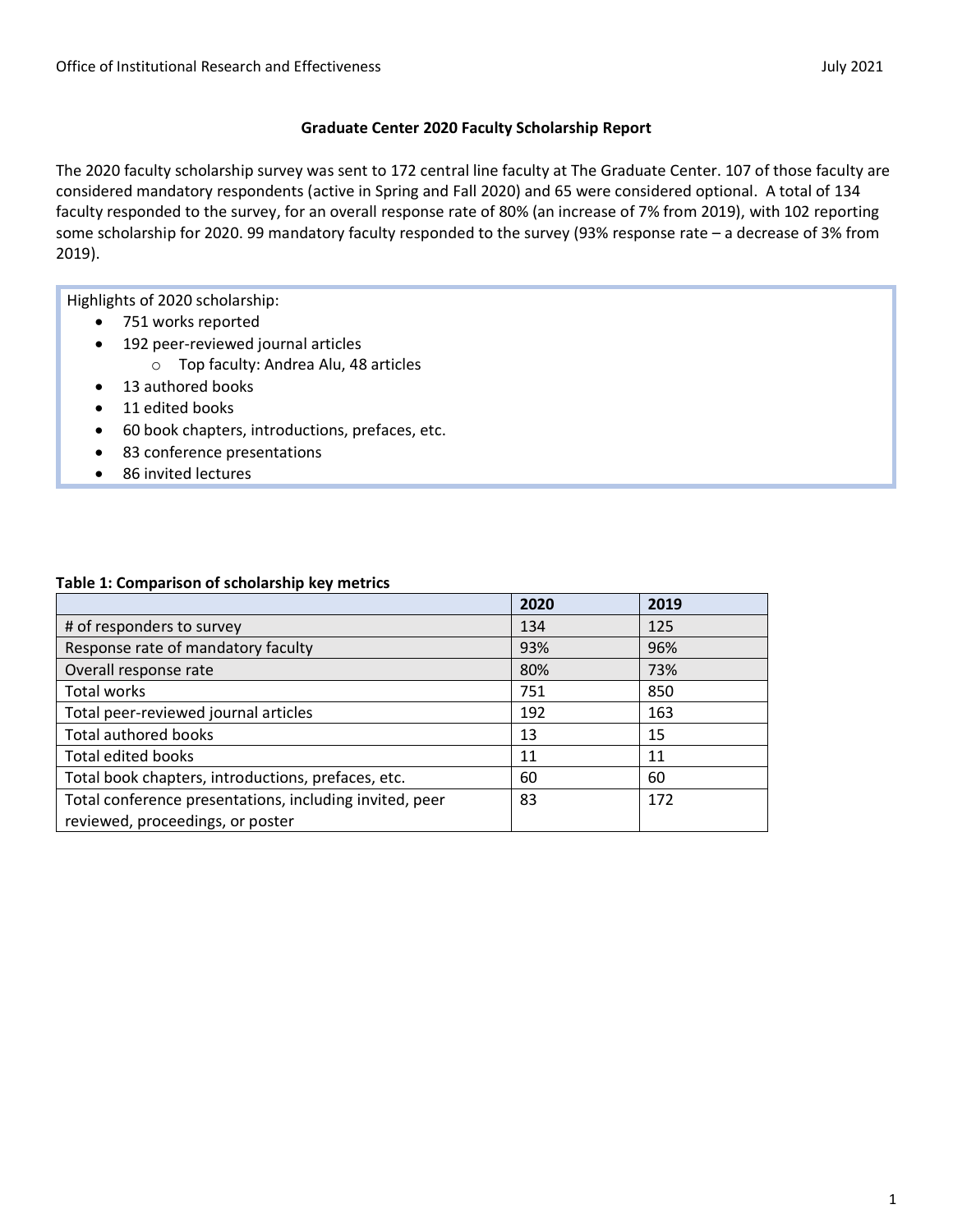# Graduate Center 2020 Faculty Scholarship Report

The 2020 faculty scholarship survey was sent to 172 central line faculty at The Graduate Center. 107 of those faculty are considered mandatory respondents (active in Spring and Fall 2020) and 65 were considered optional. A total of 134 faculty responded to the survey, for an overall response rate of 80% (an increase of 7% from 2019), with 102 reporting some scholarship for 2020. 99 mandatory faculty responded to the survey (93% response rate – a decrease of 3% from 2019).

Highlights of 2020 scholarship:

- 751 works reported
- 192 peer-reviewed journal articles
  - Top faculty: Andrea Alu, 48 articles
- 13 authored books
- 11 edited books
- 60 book chapters, introductions, prefaces, etc.
- 83 conference presentations
- 86 invited lectures

**Table 1: Comparison of scholarship key metrics**

| | 2020 | 2019 |
|---|---|---|
| # of responders to survey | 134 | 125 |
| Response rate of mandatory faculty | 93% | 96% |
| Overall response rate | 80% | 73% |
| Total works | 751 | 850 |
| Total peer-reviewed journal articles | 192 | 163 |
| Total authored books | 13 | 15 |
| Total edited books | 11 | 11 |
| Total book chapters, introductions, prefaces, etc. | 60 | 60 |
| Total conference presentations, including invited, peer reviewed, proceedings, or poster | 83 | 172 |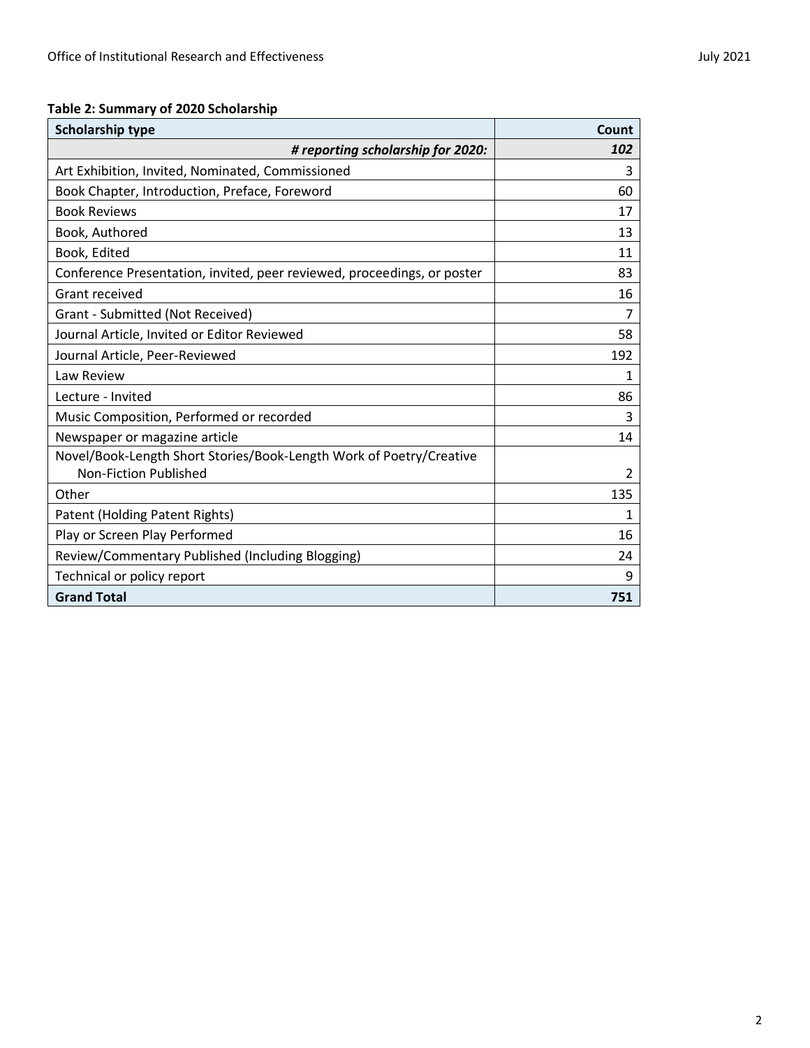**Table 2: Summary of 2020 Scholarship**

| Scholarship type | Count |
|---|---|
| ***# reporting scholarship for 2020:*** | ***102*** |
| Art Exhibition, Invited, Nominated, Commissioned | 3 |
| Book Chapter, Introduction, Preface, Foreword | 60 |
| Book Reviews | 17 |
| Book, Authored | 13 |
| Book, Edited | 11 |
| Conference Presentation, invited, peer reviewed, proceedings, or poster | 83 |
| Grant received | 16 |
| Grant - Submitted (Not Received) | 7 |
| Journal Article, Invited or Editor Reviewed | 58 |
| Journal Article, Peer-Reviewed | 192 |
| Law Review | 1 |
| Lecture - Invited | 86 |
| Music Composition, Performed or recorded | 3 |
| Newspaper or magazine article | 14 |
| Novel/Book-Length Short Stories/Book-Length Work of Poetry/Creative Non-Fiction Published | 2 |
| Other | 135 |
| Patent (Holding Patent Rights) | 1 |
| Play or Screen Play Performed | 16 |
| Review/Commentary Published (Including Blogging) | 24 |
| Technical or policy report | 9 |
| **Grand Total** | **751** |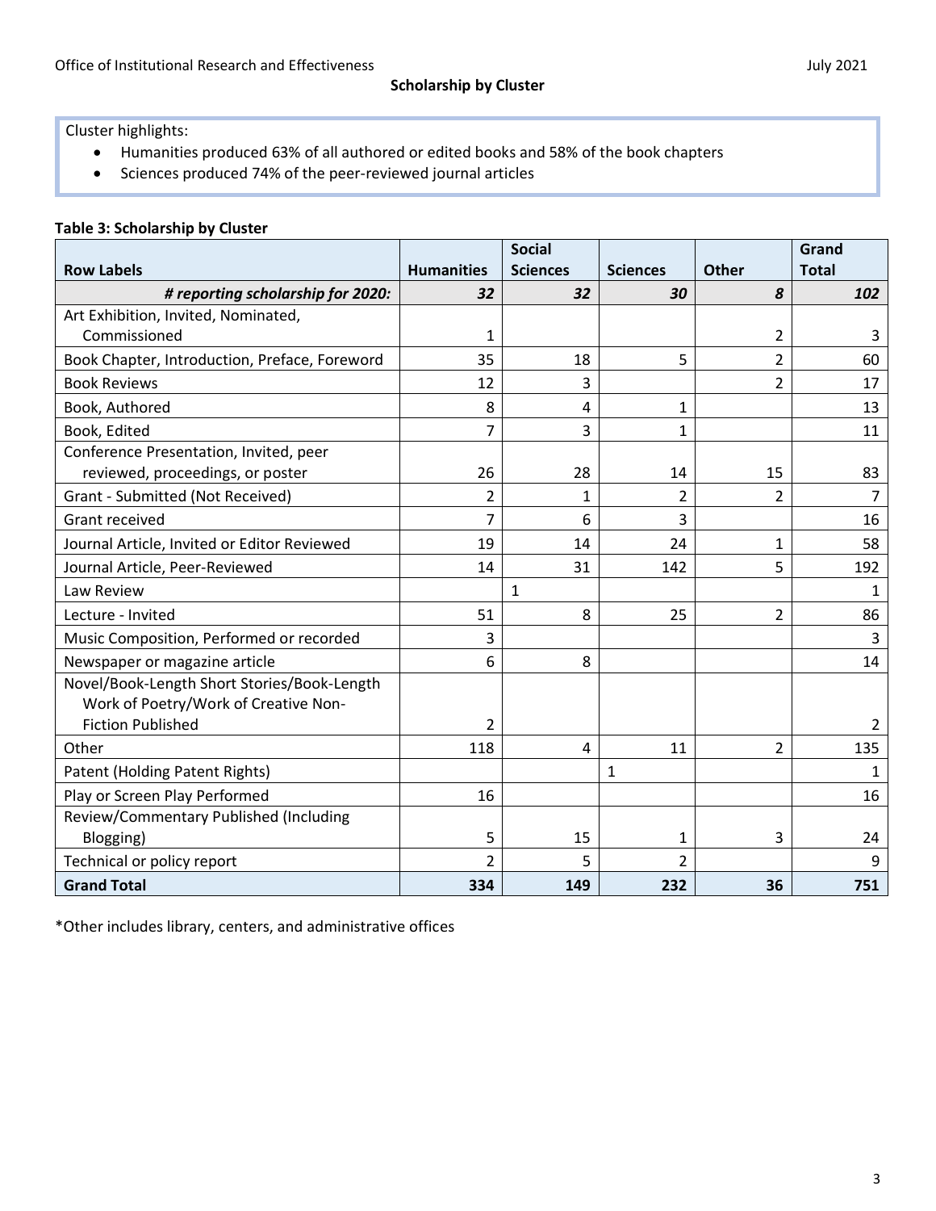## Scholarship by Cluster

Cluster highlights:

- Humanities produced 63% of all authored or edited books and 58% of the book chapters
- Sciences produced 74% of the peer-reviewed journal articles

**Table 3: Scholarship by Cluster**

| Row Labels | Humanities | Social Sciences | Sciences | Other | Grand Total |
|---|---|---|---|---|---|
| ***# reporting scholarship for 2020:*** | ***32*** | ***32*** | ***30*** | ***8*** | ***102*** |
| Art Exhibition, Invited, Nominated, Commissioned | 1 | | | 2 | 3 |
| Book Chapter, Introduction, Preface, Foreword | 35 | 18 | 5 | 2 | 60 |
| Book Reviews | 12 | 3 | | 2 | 17 |
| Book, Authored | 8 | 4 | 1 | | 13 |
| Book, Edited | 7 | 3 | 1 | | 11 |
| Conference Presentation, Invited, peer reviewed, proceedings, or poster | 26 | 28 | 14 | 15 | 83 |
| Grant - Submitted (Not Received) | 2 | 1 | 2 | 2 | 7 |
| Grant received | 7 | 6 | 3 | | 16 |
| Journal Article, Invited or Editor Reviewed | 19 | 14 | 24 | 1 | 58 |
| Journal Article, Peer-Reviewed | 14 | 31 | 142 | 5 | 192 |
| Law Review | | 1 | | | 1 |
| Lecture - Invited | 51 | 8 | 25 | 2 | 86 |
| Music Composition, Performed or recorded | 3 | | | | 3 |
| Newspaper or magazine article | 6 | 8 | | | 14 |
| Novel/Book-Length Short Stories/Book-Length Work of Poetry/Work of Creative Non-Fiction Published | 2 | | | | 2 |
| Other | 118 | 4 | 11 | 2 | 135 |
| Patent (Holding Patent Rights) | | | 1 | | 1 |
| Play or Screen Play Performed | 16 | | | | 16 |
| Review/Commentary Published (Including Blogging) | 5 | 15 | 1 | 3 | 24 |
| Technical or policy report | 2 | 5 | 2 | | 9 |
| **Grand Total** | **334** | **149** | **232** | **36** | **751** |

*Other includes library, centers, and administrative offices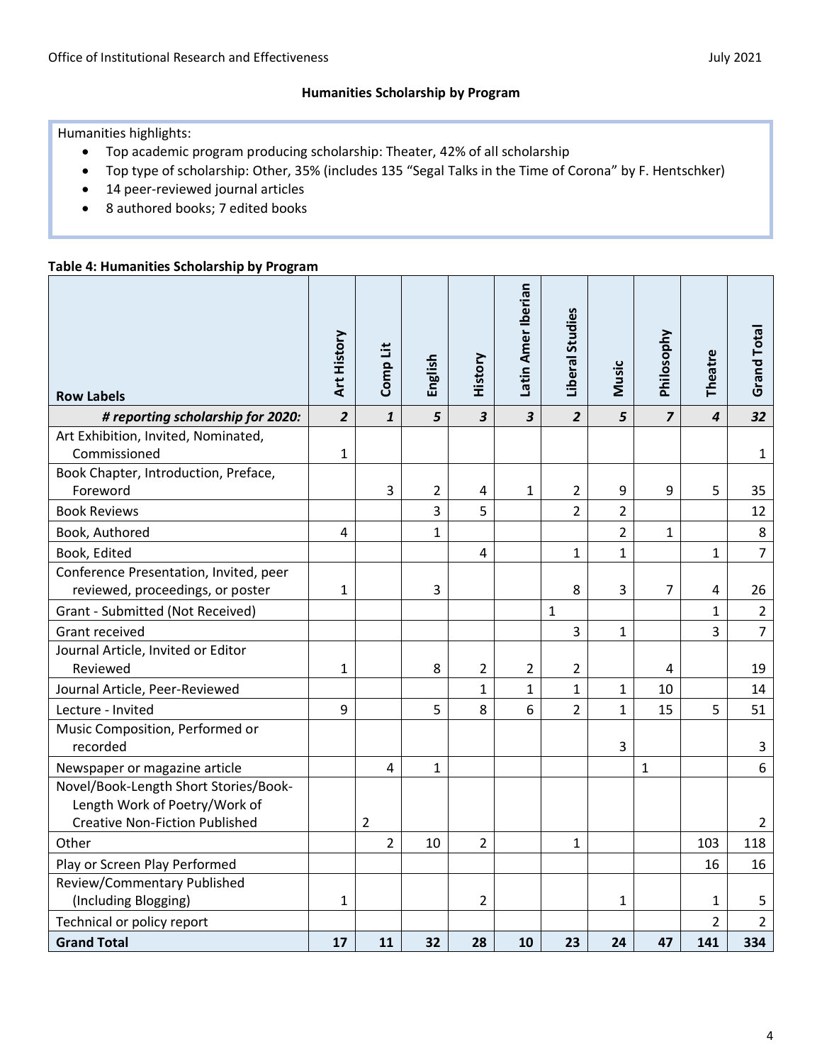### Humanities Scholarship by Program

Humanities highlights:

- Top academic program producing scholarship: Theater, 42% of all scholarship
- Top type of scholarship: Other, 35% (includes 135 "Segal Talks in the Time of Corona" by F. Hentschker)
- 14 peer-reviewed journal articles
- 8 authored books; 7 edited books

**Table 4: Humanities Scholarship by Program**

| Row Labels | Art History | Comp Lit | English | History | Latin Amer Iberian | Liberal Studies | Music | Philosophy | Theatre | Grand Total |
|---|---|---|---|---|---|---|---|---|---|---|
| ***# reporting scholarship for 2020:*** | ***2*** | ***1*** | ***5*** | ***3*** | ***3*** | ***2*** | ***5*** | ***7*** | ***4*** | ***32*** |
| Art Exhibition, Invited, Nominated, Commissioned | 1 | | | | | | | | | 1 |
| Book Chapter, Introduction, Preface, Foreword | | 3 | 2 | 4 | 1 | 2 | 9 | 9 | 5 | 35 |
| Book Reviews | | | 3 | 5 | | 2 | 2 | | | 12 |
| Book, Authored | 4 | | 1 | | | | 2 | 1 | | 8 |
| Book, Edited | | | | 4 | | 1 | 1 | | 1 | 7 |
| Conference Presentation, Invited, peer reviewed, proceedings, or poster | 1 | | 3 | | | 8 | 3 | 7 | 4 | 26 |
| Grant - Submitted (Not Received) | | | | | | 1 | | | 1 | 2 |
| Grant received | | | | | | 3 | 1 | | 3 | 7 |
| Journal Article, Invited or Editor Reviewed | 1 | | 8 | 2 | 2 | 2 | | 4 | | 19 |
| Journal Article, Peer-Reviewed | | | | 1 | 1 | 1 | 1 | 10 | | 14 |
| Lecture - Invited | 9 | | 5 | 8 | 6 | 2 | 1 | 15 | 5 | 51 |
| Music Composition, Performed or recorded | | | | | | | 3 | | | 3 |
| Newspaper or magazine article | | 4 | 1 | | | | | 1 | | 6 |
| Novel/Book-Length Short Stories/Book-Length Work of Poetry/Work of Creative Non-Fiction Published | | 2 | | | | | | | | 2 |
| Other | | 2 | 10 | 2 | | 1 | | | 103 | 118 |
| Play or Screen Play Performed | | | | | | | | | 16 | 16 |
| Review/Commentary Published (Including Blogging) | 1 | | | 2 | | | 1 | | 1 | 5 |
| Technical or policy report | | | | | | | | | 2 | 2 |
| **Grand Total** | **17** | **11** | **32** | **28** | **10** | **23** | **24** | **47** | **141** | **334** |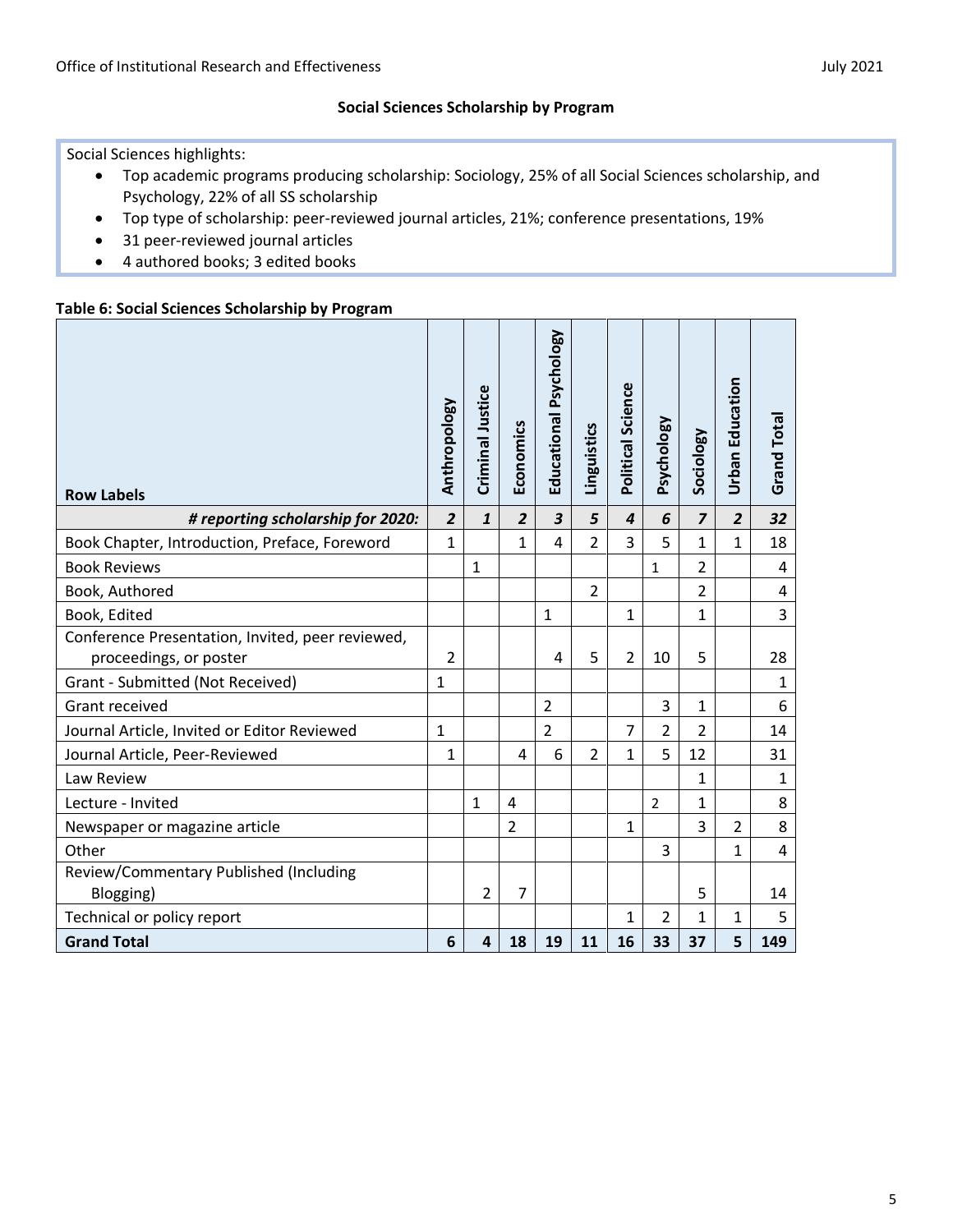**Social Sciences Scholarship by Program**

Social Sciences highlights:

- Top academic programs producing scholarship: Sociology, 25% of all Social Sciences scholarship, and Psychology, 22% of all SS scholarship
- Top type of scholarship: peer-reviewed journal articles, 21%; conference presentations, 19%
- 31 peer-reviewed journal articles
- 4 authored books; 3 edited books

**Table 6: Social Sciences Scholarship by Program**

| Row Labels | Anthropology | Criminal Justice | Economics | Educational Psychology | Linguistics | Political Science | Psychology | Sociology | Urban Education | Grand Total |
|---|---|---|---|---|---|---|---|---|---|---|
| ***# reporting scholarship for 2020:*** | ***2*** | ***1*** | ***2*** | ***3*** | ***5*** | ***4*** | ***6*** | ***7*** | ***2*** | ***32*** |
| Book Chapter, Introduction, Preface, Foreword | 1 | | 1 | 4 | 2 | 3 | 5 | 1 | 1 | 18 |
| Book Reviews | | 1 | | | | | 1 | 2 | | 4 |
| Book, Authored | | | | | 2 | | | 2 | | 4 |
| Book, Edited | | | | 1 | | 1 | | 1 | | 3 |
| Conference Presentation, Invited, peer reviewed, proceedings, or poster | 2 | | | 4 | 5 | 2 | 10 | 5 | | 28 |
| Grant - Submitted (Not Received) | 1 | | | | | | | | | 1 |
| Grant received | | | | 2 | | | 3 | 1 | | 6 |
| Journal Article, Invited or Editor Reviewed | 1 | | | 2 | | 7 | 2 | 2 | | 14 |
| Journal Article, Peer-Reviewed | 1 | | 4 | 6 | 2 | 1 | 5 | 12 | | 31 |
| Law Review | | | | | | | | 1 | | 1 |
| Lecture - Invited | | 1 | 4 | | | | 2 | 1 | | 8 |
| Newspaper or magazine article | | | 2 | | | 1 | | 3 | 2 | 8 |
| Other | | | | | | | 3 | | 1 | 4 |
| Review/Commentary Published (Including Blogging) | | 2 | 7 | | | | | 5 | | 14 |
| Technical or policy report | | | | | | 1 | 2 | 1 | 1 | 5 |
| **Grand Total** | **6** | **4** | **18** | **19** | **11** | **16** | **33** | **37** | **5** | **149** |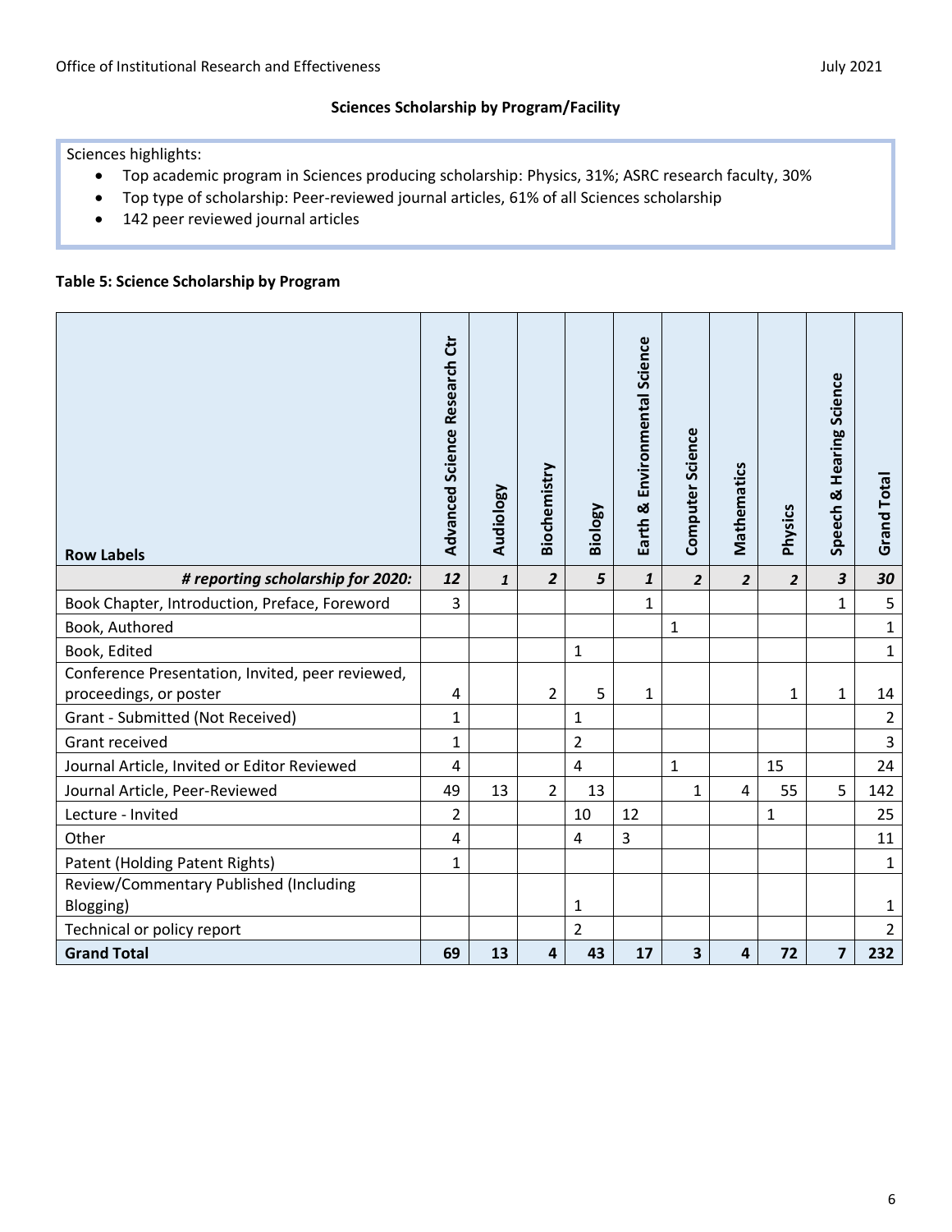### Sciences Scholarship by Program/Facility

Sciences highlights:

- Top academic program in Sciences producing scholarship: Physics, 31%; ASRC research faculty, 30%
- Top type of scholarship: Peer-reviewed journal articles, 61% of all Sciences scholarship
- 142 peer reviewed journal articles

**Table 5: Science Scholarship by Program**

| Row Labels | Advanced Science Research Ctr | Audiology | Biochemistry | Biology | Earth & Environmental Science | Computer Science | Mathematics | Physics | Speech & Hearing Science | Grand Total |
|---|---|---|---|---|---|---|---|---|---|---|
| ***# reporting scholarship for 2020:*** | ***12*** | ***1*** | ***2*** | ***5*** | ***1*** | ***2*** | ***2*** | ***2*** | ***3*** | ***30*** |
| Book Chapter, Introduction, Preface, Foreword | 3 | | | | 1 | | | | 1 | 5 |
| Book, Authored | | | | | | 1 | | | | 1 |
| Book, Edited | | | | 1 | | | | | | 1 |
| Conference Presentation, Invited, peer reviewed, proceedings, or poster | 4 | | 2 | 5 | 1 | | | 1 | 1 | 14 |
| Grant - Submitted (Not Received) | 1 | | | 1 | | | | | | 2 |
| Grant received | 1 | | | 2 | | | | | | 3 |
| Journal Article, Invited or Editor Reviewed | 4 | | | 4 | | 1 | | 15 | | 24 |
| Journal Article, Peer-Reviewed | 49 | 13 | 2 | 13 | | 1 | 4 | 55 | 5 | 142 |
| Lecture - Invited | 2 | | | 10 | 12 | | | 1 | | 25 |
| Other | 4 | | | 4 | 3 | | | | | 11 |
| Patent (Holding Patent Rights) | 1 | | | | | | | | | 1 |
| Review/Commentary Published (Including Blogging) | | | | 1 | | | | | | 1 |
| Technical or policy report | | | | 2 | | | | | | 2 |
| **Grand Total** | **69** | **13** | **4** | **43** | **17** | **3** | **4** | **72** | **7** | **232** |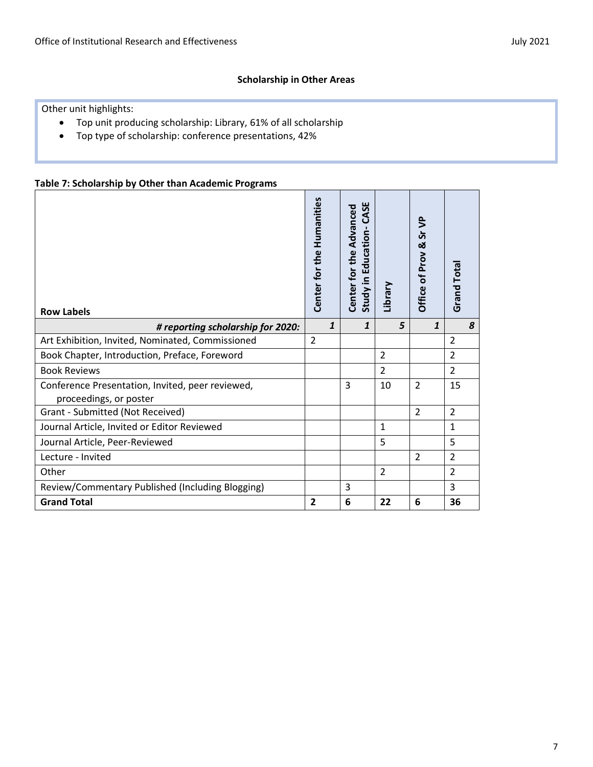## Scholarship in Other Areas

Other unit highlights:

- Top unit producing scholarship: Library, 61% of all scholarship
- Top type of scholarship: conference presentations, 42%

**Table 7: Scholarship by Other than Academic Programs**

| Row Labels | Center for the Humanities | Center for the Advanced Study in Education- CASE | Library | Office of Prov & Sr VP | Grand Total |
|---|---|---|---|---|---|
| ***# reporting scholarship for 2020:*** | ***1*** | ***1*** | ***5*** | ***1*** | ***8*** |
| Art Exhibition, Invited, Nominated, Commissioned | 2 | | | | 2 |
| Book Chapter, Introduction, Preface, Foreword | | | 2 | | 2 |
| Book Reviews | | | 2 | | 2 |
| Conference Presentation, Invited, peer reviewed, proceedings, or poster | | 3 | 10 | 2 | 15 |
| Grant - Submitted (Not Received) | | | | 2 | 2 |
| Journal Article, Invited or Editor Reviewed | | | 1 | | 1 |
| Journal Article, Peer-Reviewed | | | 5 | | 5 |
| Lecture - Invited | | | | 2 | 2 |
| Other | | | 2 | | 2 |
| Review/Commentary Published (Including Blogging) | | 3 | | | 3 |
| **Grand Total** | **2** | **6** | **22** | **6** | **36** |